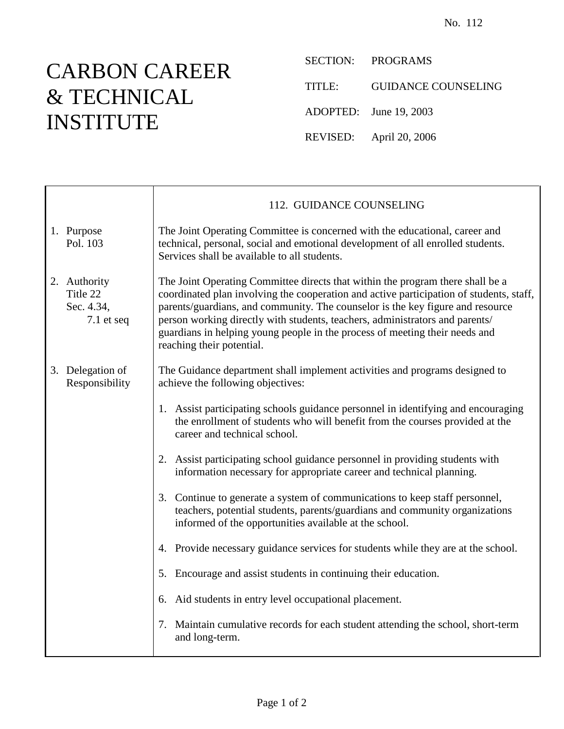No. 112

# CARBON CAREER & TECHNICAL INSTITUTE

SECTION: PROGRAMS

TITLE: GUIDANCE COUNSELING

ADOPTED: June 19, 2003

REVISED: April 20, 2006

## 112. GUIDANCE COUNSELING

**1. Purpose**
Pol. 103

The Joint Operating Committee is concerned with the educational, career and technical, personal, social and emotional development of all enrolled students. Services shall be available to all students.

**2. Authority**
Title 22
Sec. 4.34,
7.1 et seq

The Joint Operating Committee directs that within the program there shall be a coordinated plan involving the cooperation and active participation of students, staff, parents/guardians, and community. The counselor is the key figure and resource person working directly with students, teachers, administrators and parents/guardians in helping young people in the process of meeting their needs and reaching their potential.

**3. Delegation of Responsibility**

The Guidance department shall implement activities and programs designed to achieve the following objectives:

1. Assist participating schools guidance personnel in identifying and encouraging the enrollment of students who will benefit from the courses provided at the career and technical school.

2. Assist participating school guidance personnel in providing students with information necessary for appropriate career and technical planning.

3. Continue to generate a system of communications to keep staff personnel, teachers, potential students, parents/guardians and community organizations informed of the opportunities available at the school.

4. Provide necessary guidance services for students while they are at the school.

5. Encourage and assist students in continuing their education.

6. Aid students in entry level occupational placement.

7. Maintain cumulative records for each student attending the school, short-term and long-term.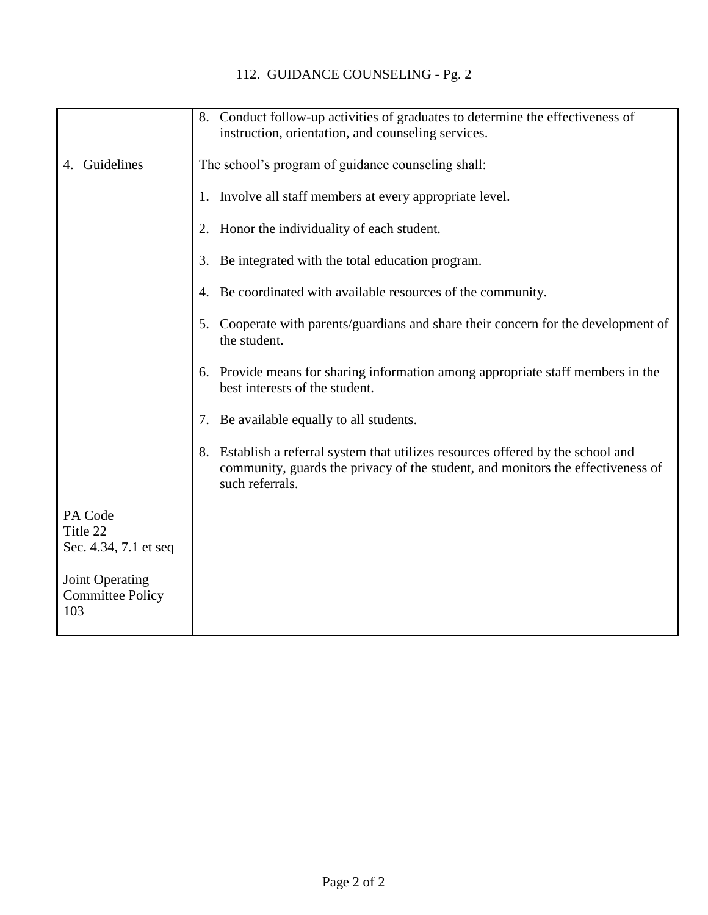8. Conduct follow-up activities of graduates to determine the effectiveness of instruction, orientation, and counseling services.

**4. Guidelines**

The school's program of guidance counseling shall:

1. Involve all staff members at every appropriate level.

2. Honor the individuality of each student.

3. Be integrated with the total education program.

4. Be coordinated with available resources of the community.

5. Cooperate with parents/guardians and share their concern for the development of the student.

6. Provide means for sharing information among appropriate staff members in the best interests of the student.

7. Be available equally to all students.

8. Establish a referral system that utilizes resources offered by the school and community, guards the privacy of the student, and monitors the effectiveness of such referrals.

PA Code
Title 22
Sec. 4.34, 7.1 et seq

Joint Operating Committee Policy 103